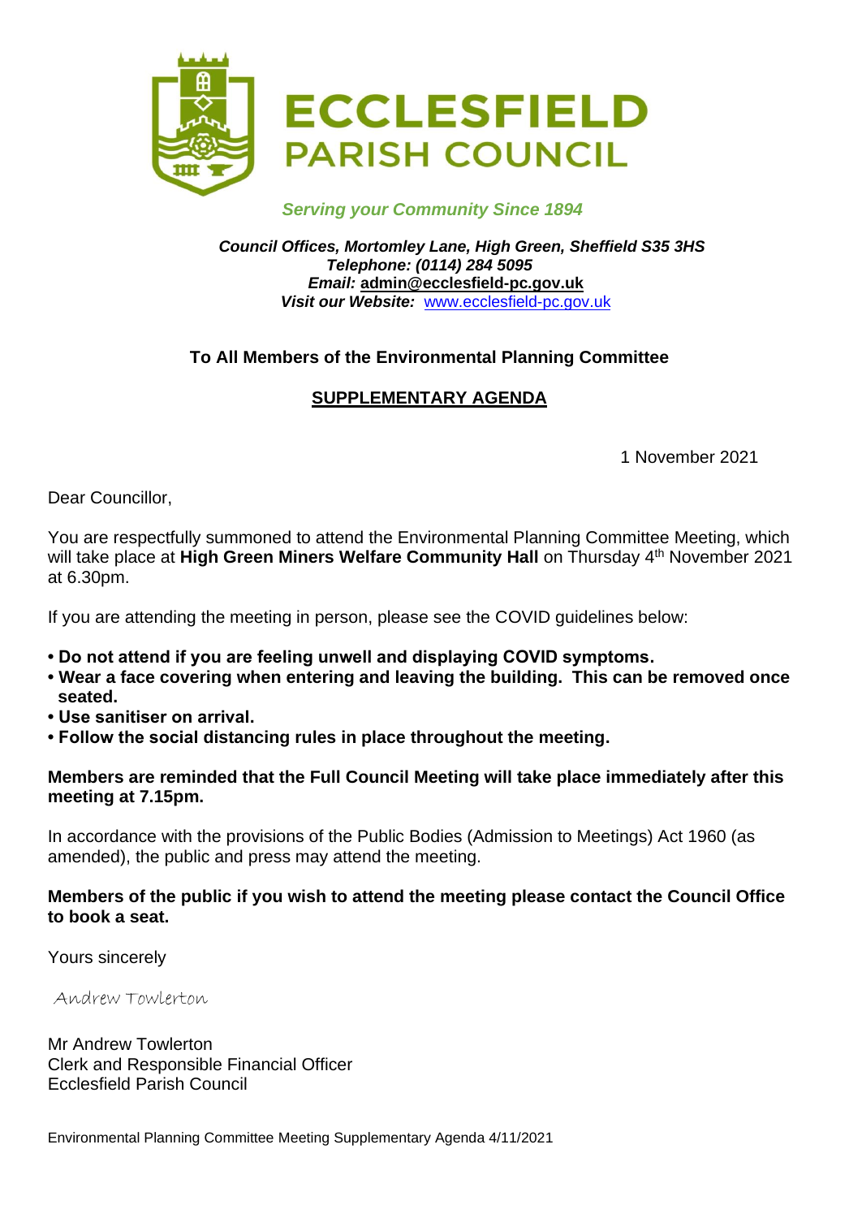# ECCLESFIELD PARISH COUNCIL

*Serving your Community Since 1894*

***Council Offices, Mortomley Lane, High Green, Sheffield S35 3HS***
***Telephone: (0114) 284 5095***
***Email:* admin@ecclesfield-pc.gov.uk**
***Visit our Website:*** www.ecclesfield-pc.gov.uk

**To All Members of the Environmental Planning Committee**

**SUPPLEMENTARY AGENDA**

1 November 2021

Dear Councillor,

You are respectfully summoned to attend the Environmental Planning Committee Meeting, which will take place at **High Green Miners Welfare Community Hall** on Thursday 4th November 2021 at 6.30pm.

If you are attending the meeting in person, please see the COVID guidelines below:

- **Do not attend if you are feeling unwell and displaying COVID symptoms.**
- **Wear a face covering when entering and leaving the building. This can be removed once seated.**
- **Use sanitiser on arrival.**
- **Follow the social distancing rules in place throughout the meeting.**

**Members are reminded that the Full Council Meeting will take place immediately after this meeting at 7.15pm.**

In accordance with the provisions of the Public Bodies (Admission to Meetings) Act 1960 (as amended), the public and press may attend the meeting.

**Members of the public if you wish to attend the meeting please contact the Council Office to book a seat.**

Yours sincerely

Andrew Towlerton

Mr Andrew Towlerton
Clerk and Responsible Financial Officer
Ecclesfield Parish Council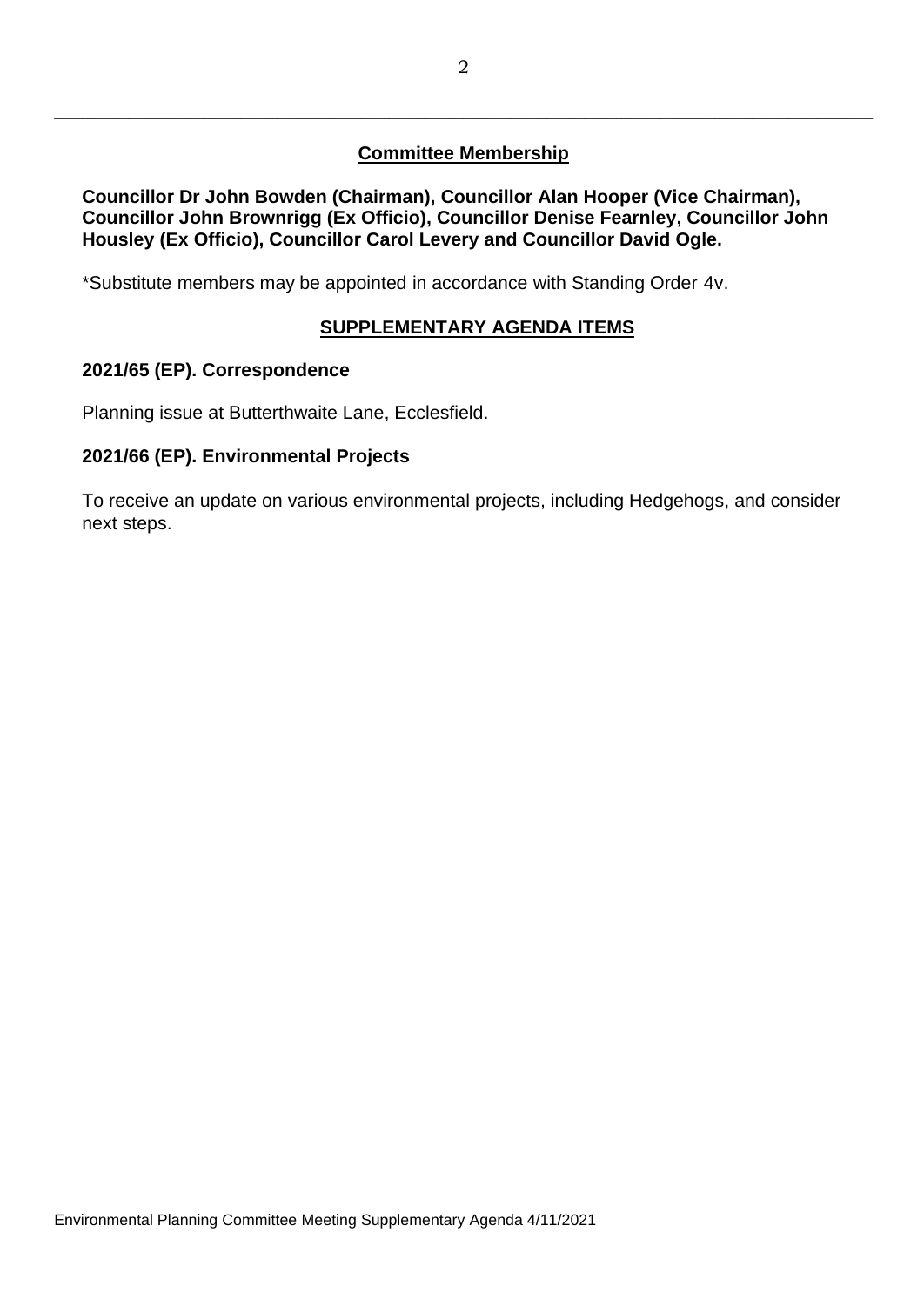## Committee Membership

**Councillor Dr John Bowden (Chairman), Councillor Alan Hooper (Vice Chairman), Councillor John Brownrigg (Ex Officio), Councillor Denise Fearnley, Councillor John Housley (Ex Officio), Councillor Carol Levery and Councillor David Ogle.**

*Substitute members may be appointed in accordance with Standing Order 4v.

## SUPPLEMENTARY AGENDA ITEMS

### 2021/65 (EP). Correspondence

Planning issue at Butterthwaite Lane, Ecclesfield.

### 2021/66 (EP). Environmental Projects

To receive an update on various environmental projects, including Hedgehogs, and consider next steps.